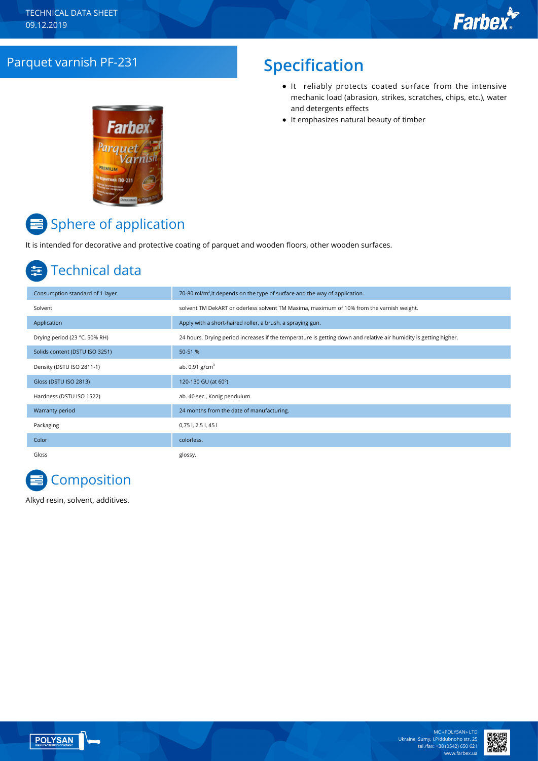TECHNICAL DATA SHEET
09.12.2019

# Parquet varnish PF-231

## Specification

- It reliably protects coated surface from the intensive mechanic load (abrasion, strikes, scratches, chips, etc.), water and detergents effects
- It emphasizes natural beauty of timber

## Sphere of application

It is intended for decorative and protective coating of parquet and wooden floors, other wooden surfaces.

## Technical data

| | |
|---|---|
| Consumption standard of 1 layer | 70-80 ml/m$^2$,it depends on the type of surface and the way of application. |
| Solvent | solvent TM DekART or oderless solvent TM Maxima, maximum of 10% from the varnish weight. |
| Application | Apply with a short-haired roller, a brush, a spraying gun. |
| Drying period (23 °C, 50% RH) | 24 hours. Drying period increases if the temperature is getting down and relative air humidity is getting higher. |
| Solids content (DSTU ISO 3251) | 50-51 % |
| Density (DSTU ISO 2811-1) | ab. 0,91 g/cm$^3$ |
| Gloss (DSTU ISO 2813) | 120-130 GU (at 60º) |
| Hardness (DSTU ISO 1522) | ab. 40 sec., Konig pendulum. |
| Warranty period | 24 months from the date of manufacturing. |
| Packaging | 0,75 l, 2,5 l, 45 l |
| Color | colorless. |
| Gloss | glossy. |

## Composition

Alkyd resin, solvent, additives.

MC «POLYSAN» LTD
Ukraine, Sumy, I.Piddubnoho str. 25
tel./fax: +38 (0542) 650 621
www.farbex.ua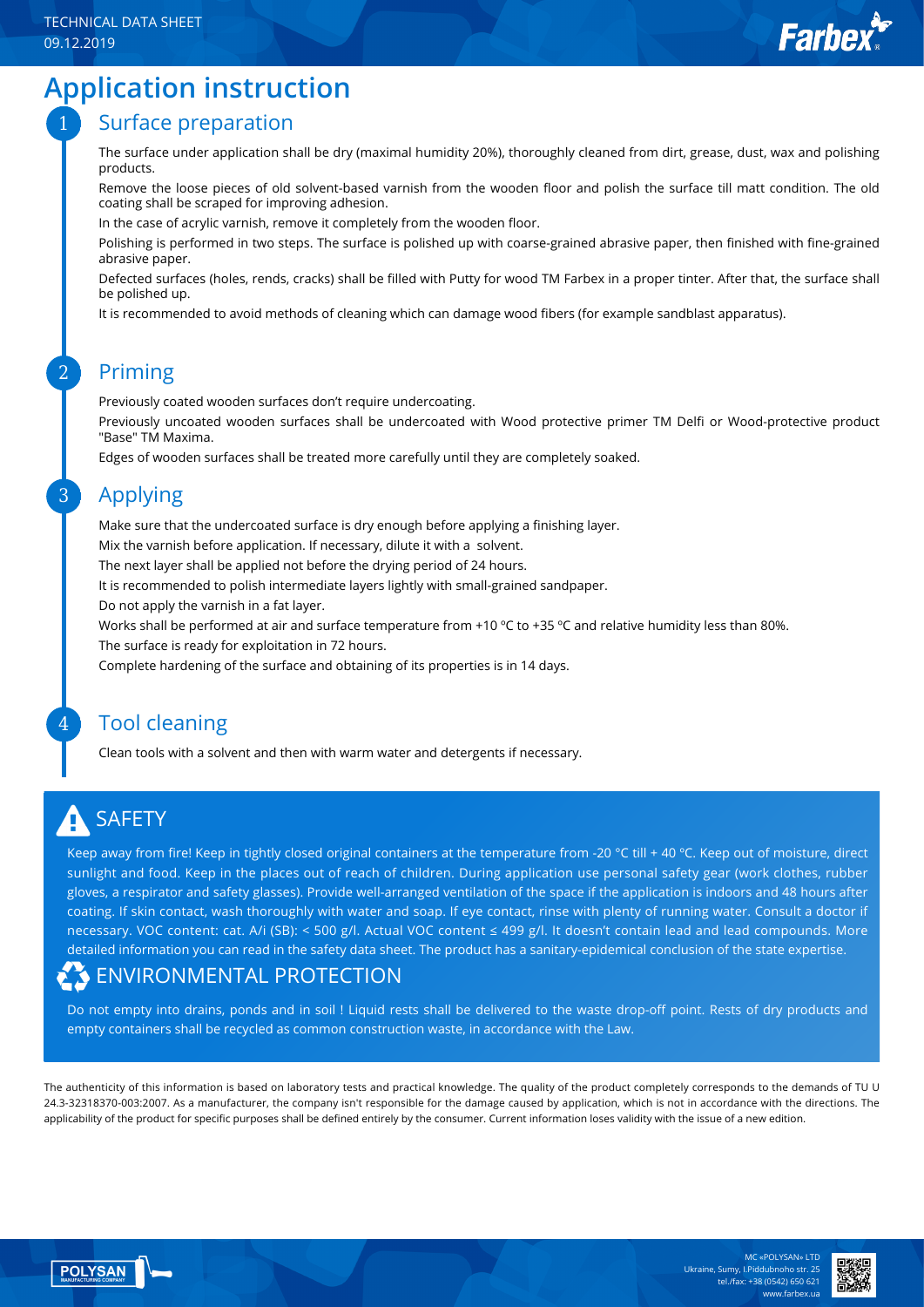# Application instruction

## 1 Surface preparation

The surface under application shall be dry (maximal humidity 20%), thoroughly cleaned from dirt, grease, dust, wax and polishing products.

Remove the loose pieces of old solvent-based varnish from the wooden floor and polish the surface till matt condition. The old coating shall be scraped for improving adhesion.

In the case of acrylic varnish, remove it completely from the wooden floor.

Polishing is performed in two steps. The surface is polished up with coarse-grained abrasive paper, then finished with fine-grained abrasive paper.

Defected surfaces (holes, rends, cracks) shall be filled with Putty for wood TM Farbex in a proper tinter. After that, the surface shall be polished up.

It is recommended to avoid methods of cleaning which can damage wood fibers (for example sandblast apparatus).

## 2 Priming

Previously coated wooden surfaces don't require undercoating.

Previously uncoated wooden surfaces shall be undercoated with Wood protective primer TM Delfi or Wood-protective product "Base" TM Maxima.

Edges of wooden surfaces shall be treated more carefully until they are completely soaked.

## 3 Applying

Make sure that the undercoated surface is dry enough before applying a finishing layer.

Mix the varnish before application. If necessary, dilute it with a solvent.

The next layer shall be applied not before the drying period of 24 hours.

It is recommended to polish intermediate layers lightly with small-grained sandpaper.

Do not apply the varnish in a fat layer.

Works shall be performed at air and surface temperature from +10 ºC to +35 ºC and relative humidity less than 80%.

The surface is ready for exploitation in 72 hours.

Complete hardening of the surface and obtaining of its properties is in 14 days.

## 4 Tool cleaning

Clean tools with a solvent and then with warm water and detergents if necessary.

## SAFETY

Keep away from fire! Keep in tightly closed original containers at the temperature from -20 °C till + 40 ºC. Keep out of moisture, direct sunlight and food. Keep in the places out of reach of children. During application use personal safety gear (work clothes, rubber gloves, a respirator and safety glasses). Provide well-arranged ventilation of the space if the application is indoors and 48 hours after coating. If skin contact, wash thoroughly with water and soap. If eye contact, rinse with plenty of running water. Consult a doctor if necessary. VOC content: cat. A/i (SB): < 500 g/l. Actual VOC content ≤ 499 g/l. It doesn't contain lead and lead compounds. More detailed information you can read in the safety data sheet. The product has a sanitary-epidemical conclusion of the state expertise.

## ENVIRONMENTAL PROTECTION

Do not empty into drains, ponds and in soil ! Liquid rests shall be delivered to the waste drop-off point. Rests of dry products and empty containers shall be recycled as common construction waste, in accordance with the Law.

The authenticity of this information is based on laboratory tests and practical knowledge. The quality of the product completely corresponds to the demands of TU U 24.3-32318370-003:2007. As a manufacturer, the company isn't responsible for the damage caused by application, which is not in accordance with the directions. The applicability of the product for specific purposes shall be defined entirely by the consumer. Current information loses validity with the issue of a new edition.

MC «POLYSAN» LTD
Ukraine, Sumy, I.Piddubnoho str. 25
tel./fax: +38 (0542) 650 621
www.farbex.ua